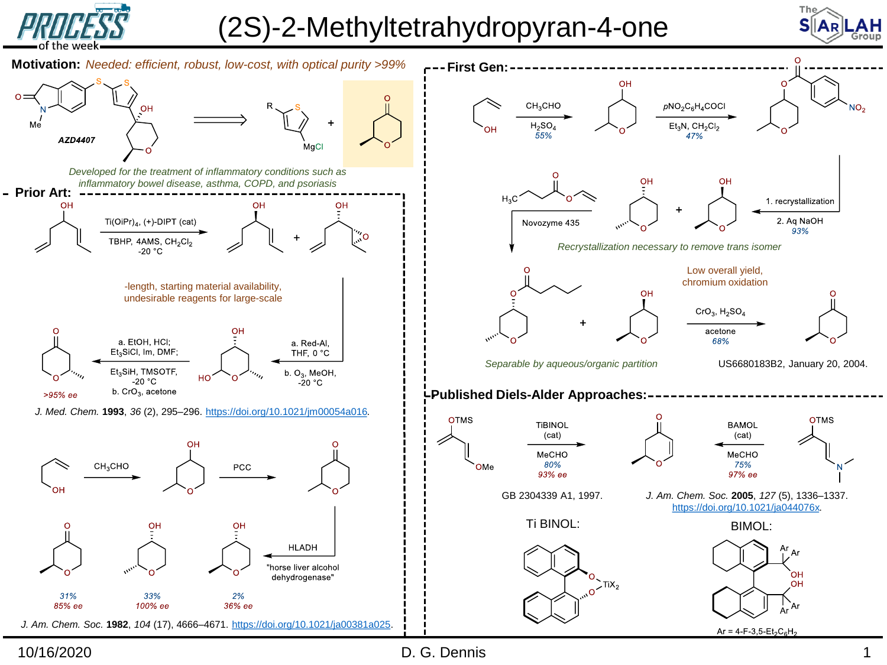# (2S)-2-Methyltetrahydropyran-4-one

**Motivation:** *Needed: efficient, robust, low-cost, with optical purity >99%*

**AZD4407**

*Developed for the treatment of inflammatory conditions such as inflammatory bowel disease, asthma, COPD, and psoriasis*

## Prior Art:

$Ti(OiPr)_4$, (+)-DIPT (cat)

TBHP, 4AMS, $CH_2Cl_2$, -20 °C

-length, starting material availability, undesirable reagents for large-scale

a. Red-Al, THF, 0 °C

b. $O_3$, MeOH, -20 °C

a. EtOH, HCl; $Et_3SiCl$, Im, DMF;

$Et_3SiH$, TMSOTF, -20 °C

b. $CrO_3$, acetone

>95% ee

*J. Med. Chem.* **1993**, *36* (2), 295–296. https://doi.org/10.1021/jm00054a016.

$CH_3CHO$

PCC

HLADH

"horse liver alcohol dehydrogenase"

| 31% | 33% | 2% |
|---|---|---|
| 85% ee | 100% ee | 36% ee |

*J. Am. Chem. Soc.* **1982**, *104* (17), 4666–4671. https://doi.org/10.1021/ja00381a025.

## First Gen:

$CH_3CHO$

$H_2SO_4$

55%

*p*$NO_2C_6H_4COCl$

$Et_3N$, $CH_2Cl_2$

47%

$NO_2$

1. recrystallization
2. Aq NaOH

93%

*Recrystallization necessary to remove trans isomer*

$H_3C$

Novozyme 435

*Separable by aqueous/organic partition*

Low overall yield, chromium oxidation

$CrO_3$, $H_2SO_4$

acetone

68%

US6680183B2, January 20, 2004.

## Published Diels-Alder Approaches:

OTMS

OMe

TiBINOL (cat)

MeCHO

80%

93% ee

GB 2304339 A1, 1997.

BAMOL (cat)

MeCHO

75%

97% ee

*J. Am. Chem. Soc.* **2005**, *127* (5), 1336–1337. https://doi.org/10.1021/ja044076x.

Ti BINOL:

$TiX_2$

BIMOL:

Ar = 4-F-3,5-$Et_2C_6H_2$

10/16/2020

D. G. Dennis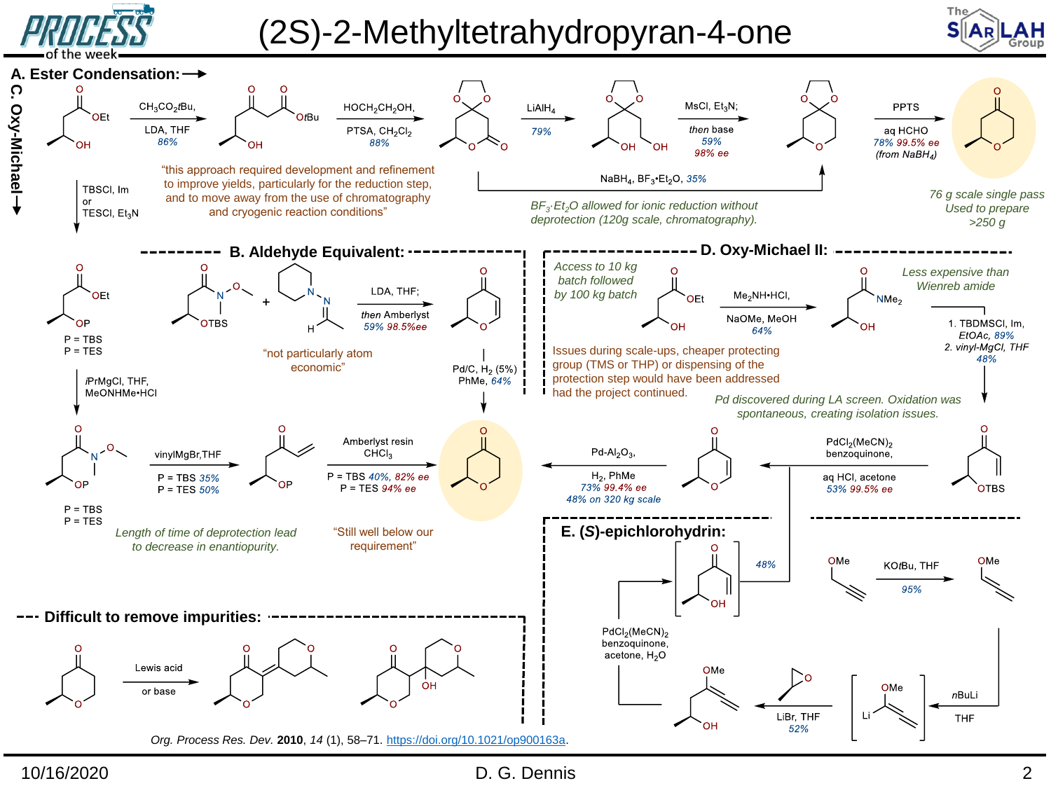# (2S)-2-Methyltetrahydropyran-4-one

## A. Ester Condensation:

$CH_3CO_2tBu$, LDA, THF — 86%

$HOCH_2CH_2OH$, PTSA, $CH_2Cl_2$ — 88%

$LiAlH_4$ — 79%

MsCl, $Et_3N$; *then* base — 59%, 98% ee

PPTS, aq HCHO — 78% 99.5% ee (from $NaBH_4$)

$NaBH_4$, $BF_3{\cdot}Et_2O$, 35%

"this approach required development and refinement to improve yields, particularly for the reduction step, and to move away from the use of chromatography and cryogenic reaction conditions"

*$BF_3{\cdot}Et_2O$ allowed for ionic reduction without deprotection (120g scale, chromatography).*

*76 g scale single pass Used to prepare >250 g*

## C. Oxy-Michael

TBSCl, Im or TESCl, $Et_3N$

P = TBS
P = TES

*i*PrMgCl, THF, MeONHMe•HCl

P = TBS
P = TES

vinylMgBr, THF — P = TBS 35%, P = TES 50%

Amberlyst resin, $CHCl_3$ — P = TBS 40%, 82% ee; P = TES 94% ee

*Length of time of deprotection lead to decrease in enantiopurity.*

"Still well below our requirement"

## B. Aldehyde Equivalent:

LDA, THF; *then* Amberlyst — 59% 98.5%ee

"not particularly atom economic"

Pd/C, $H_2$ (5%), PhMe, 64%

## D. Oxy-Michael II:

*Access to 10 kg batch followed by 100 kg batch*

$Me_2NH{\cdot}HCl$, NaOMe, MeOH — 64%

*Less expensive than Wienreb amide*

1. TBDMSCl, Im, *EtOAc, 89%*
2. *vinyl-MgCl, THF* 48%

Issues during scale-ups, cheaper protecting group (TMS or THP) or dispensing of the protection step would have been addressed had the project continued.

*Pd discovered during LA screen. Oxidation was spontaneous, creating isolation issues.*

$PdCl_2(MeCN)_2$, benzoquinone, aq HCl, acetone — 53% 99.5% ee

Pd-$Al_2O_3$, $H_2$, PhMe — 73% 99.4% ee, 48% on 320 kg scale

## E. (*S*)-epichlorohydrin:

KO*t*Bu, THF — 95%

*n*BuLi, THF

LiBr, THF — 52%

$PdCl_2(MeCN)_2$, benzoquinone, acetone, $H_2O$ — 48%

## Difficult to remove impurities:

Lewis acid or base

*Org. Process Res. Dev.* **2010**, *14* (1), 58–71. https://doi.org/10.1021/op900163a.

10/16/2020 D. G. Dennis